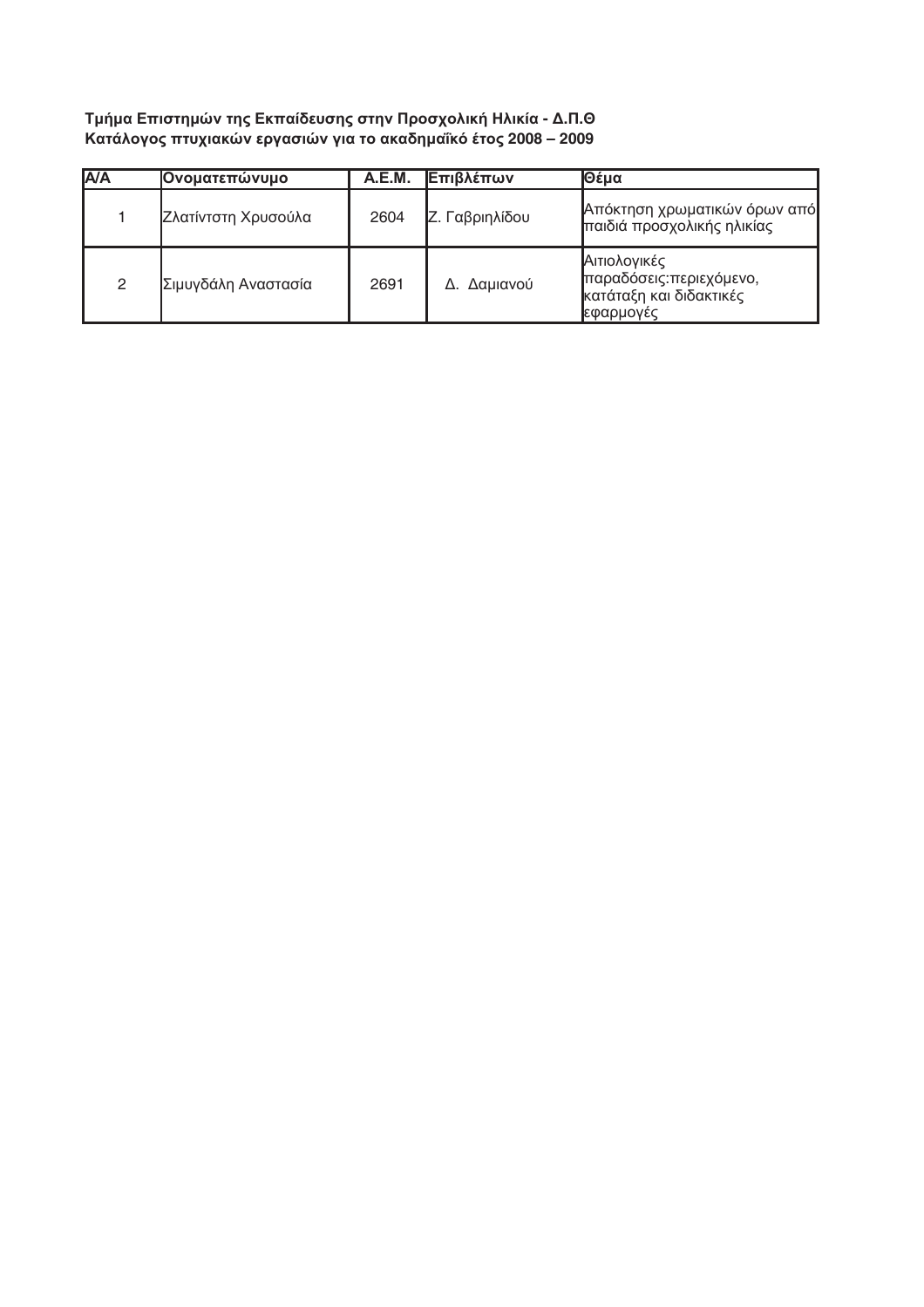**Τμήμα Επιστημών της Εκπαίδευσης στην Προσχολική Ηλικία - Δ.Π.Θ**
**Κατάλογος πτυχιακών εργασιών για το ακαδημαϊκό έτος 2008 – 2009**

| Α/Α | Ονοματεπώνυμο | Α.Ε.Μ. | Επιβλέπων | Θέμα |
|---|---|---|---|---|
| 1 | Ζλατίντστη Χρυσούλα | 2604 | Ζ. Γαβριηλίδου | Απόκτηση χρωματικών όρων από παιδιά προσχολικής ηλικίας |
| 2 | Σιμυγδάλη Αναστασία | 2691 | Δ. Δαμιανού | Αιτιολογικές παραδόσεις:περιεχόμενο, κατάταξη και διδακτικές εφαρμογές |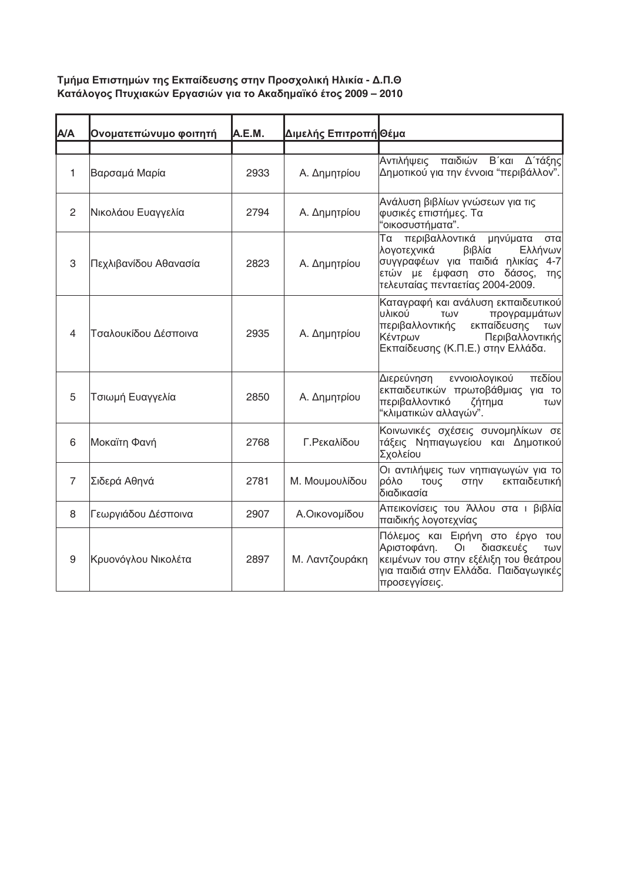**Τμήμα Επιστημών της Εκπαίδευσης στην Προσχολική Ηλικία - Δ.Π.Θ**
**Κατάλογος Πτυχιακών Εργασιών για το Ακαδημαϊκό έτος 2009 – 2010**

| Α/Α | Ονοματεπώνυμο φοιτητή | Α.Ε.Μ. | Διμελής Επιτροπή | Θέμα |
|---|---|---|---|---|
| | | | | |
| 1 | Βαρσαμά Μαρία | 2933 | Α. Δημητρίου | Αντιλήψεις παιδιών Β΄και Δ΄τάξης Δημοτικού για την έννοια "περιβάλλον". |
| 2 | Νικολάου Ευαγγελία | 2794 | Α. Δημητρίου | Ανάλυση βιβλίων γνώσεων για τις φυσικές επιστήμες. Τα "οικοσυστήματα". |
| 3 | Πεχλιβανίδου Αθανασία | 2823 | Α. Δημητρίου | Τα περιβαλλοντικά μηνύματα στα λογοτεχνικά βιβλία Ελλήνων συγγραφέων για παιδιά ηλικίας 4-7 ετών με έμφαση στο δάσος, της τελευταίας πενταετίας 2004-2009. |
| 4 | Τσαλουκίδου Δέσποινα | 2935 | Α. Δημητρίου | Καταγραφή και ανάλυση εκπαιδευτικού υλικού των προγραμμάτων περιβαλλοντικής εκπαίδευσης των Κέντρων Περιβαλλοντικής Εκπαίδευσης (Κ.Π.Ε.) στην Ελλάδα. |
| 5 | Τσιωμή Ευαγγελία | 2850 | Α. Δημητρίου | Διερεύνηση εννοιολογικού πεδίου εκπαιδευτικών πρωτοβάθμιας για το περιβαλλοντικό ζήτημα των "κλιματικών αλλαγών". |
| 6 | Μοκαΐτη Φανή | 2768 | Γ.Ρεκαλίδου | Κοινωνικές σχέσεις συνομηλίκων σε τάξεις Νηπιαγωγείου και Δημοτικού Σχολείου |
| 7 | Σιδερά Αθηνά | 2781 | Μ. Μουμουλίδου | Οι αντιλήψεις των νηπιαγωγών για το ρόλο τους στην εκπαιδευτική διαδικασία |
| 8 | Γεωργιάδου Δέσποινα | 2907 | Α.Οικονομίδου | Απεικονίσεις του Άλλου στα ι βιβλία παιδικής λογοτεχνίας |
| 9 | Κρυονόγλου Νικολέτα | 2897 | Μ. Λαντζουράκη | Πόλεμος και Ειρήνη στο έργο του Αριστοφάνη. Οι διασκευές των κειμένων του στην εξέλιξη του θεάτρου για παιδιά στην Ελλάδα. Παιδαγωγικές προσεγγίσεις. |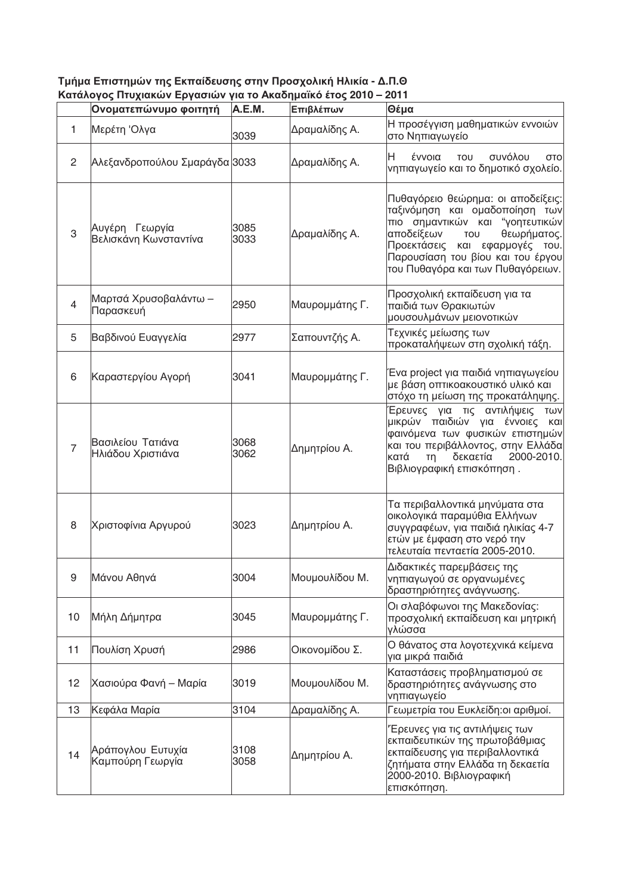**Τμήμα Επιστημών της Εκπαίδευσης στην Προσχολική Ηλικία - Δ.Π.Θ**
**Κατάλογος Πτυχιακών Εργασιών για το Ακαδημαϊκό έτος 2010 – 2011**

| | Ονοματεπώνυμο φοιτητή | Α.Ε.Μ. | Επιβλέπων | Θέμα |
|---|---|---|---|---|
| 1 | Μερέτη 'Ολγα | 3039 | Δραμαλίδης Α. | Η προσέγγιση μαθηματικών εννοιών στο Νηπιαγωγείο |
| 2 | Αλεξανδροπούλου Σμαράγδα | 3033 | Δραμαλίδης Α. | Η έννοια του συνόλου στο νηπιαγωγείο και το δημοτικό σχολείο. |
| 3 | Αυγέρη Γεωργία<br>Βελισκάνη Κωνσταντίνα | 3085<br>3033 | Δραμαλίδης Α. | Πυθαγόρειο θεώρημα: οι αποδείξεις: ταξινόμηση και ομαδοποίηση των πιο σημαντικών και "γοητευτικών αποδείξεων του θεωρήματος. Προεκτάσεις και εφαρμογές του. Παρουσίαση του βίου και του έργου του Πυθαγόρα και των Πυθαγόρειων. |
| 4 | Μαρτσά Χρυσοβαλάντω – Παρασκευή | 2950 | Μαυρομμάτης Γ. | Προσχολική εκπαίδευση για τα παιδιά των Θρακιωτών μουσουλμάνων μειονοτικών |
| 5 | Βαβδινού Ευαγγελία | 2977 | Σαπουντζής Α. | Τεχνικές μείωσης των προκαταλήψεων στη σχολική τάξη. |
| 6 | Καραστεργίου Αγορή | 3041 | Μαυρομμάτης Γ. | Ένα project για παιδιά νηπιαγωγείου με βάση οπτικοακουστικό υλικό και στόχο τη μείωση της προκατάληψης. |
| 7 | Βασιλείου Τατιάνα<br>Ηλιάδου Χριστιάνα | 3068<br>3062 | Δημητρίου Α. | Έρευνες για τις αντιλήψεις των μικρών παιδιών για έννοιες και φαινόμενα των φυσικών επιστημών και του περιβάλλοντος, στην Ελλάδα κατά τη δεκαετία 2000-2010. Βιβλιογραφική επισκόπηση . |
| 8 | Χριστοφίνια Αργυρού | 3023 | Δημητρίου Α. | Τα περιβαλλοντικά μηνύματα στα οικολογικά παραμύθια Ελλήνων συγγραφέων, για παιδιά ηλικίας 4-7 ετών με έμφαση στο νερό την τελευταία πενταετία 2005-2010. |
| 9 | Μάνου Αθηνά | 3004 | Μουμουλίδου Μ. | Διδακτικές παρεμβάσεις της νηπιαγωγού σε οργανωμένες δραστηριότητες ανάγνωσης. |
| 10 | Μήλη Δήμητρα | 3045 | Μαυρομμάτης Γ. | Οι σλαβόφωνοι της Μακεδονίας: προσχολική εκπαίδευση και μητρική γλώσσα |
| 11 | Πουλίση Χρυσή | 2986 | Οικονομίδου Σ. | Ο θάνατος στα λογοτεχνικά κείμενα για μικρά παιδιά |
| 12 | Χασιούρα Φανή – Μαρία | 3019 | Μουμουλίδου Μ. | Καταστάσεις προβληματισμού σε δραστηριότητες ανάγνωσης στο νηπιαγωγείο |
| 13 | Κεφάλα Μαρία | 3104 | Δραμαλίδης Α. | Γεωμετρία του Ευκλείδη:οι αριθμοί. |
| 14 | Αράπογλου Ευτυχία<br>Καμπούρη Γεωργία | 3108<br>3058 | Δημητρίου Α. | Έρευνες για τις αντιλήψεις των εκπαιδευτικών της πρωτοβάθμιας εκπαίδευσης για περιβαλλοντικά ζητήματα στην Ελλάδα τη δεκαετία 2000-2010. Βιβλιογραφική επισκόπηση. |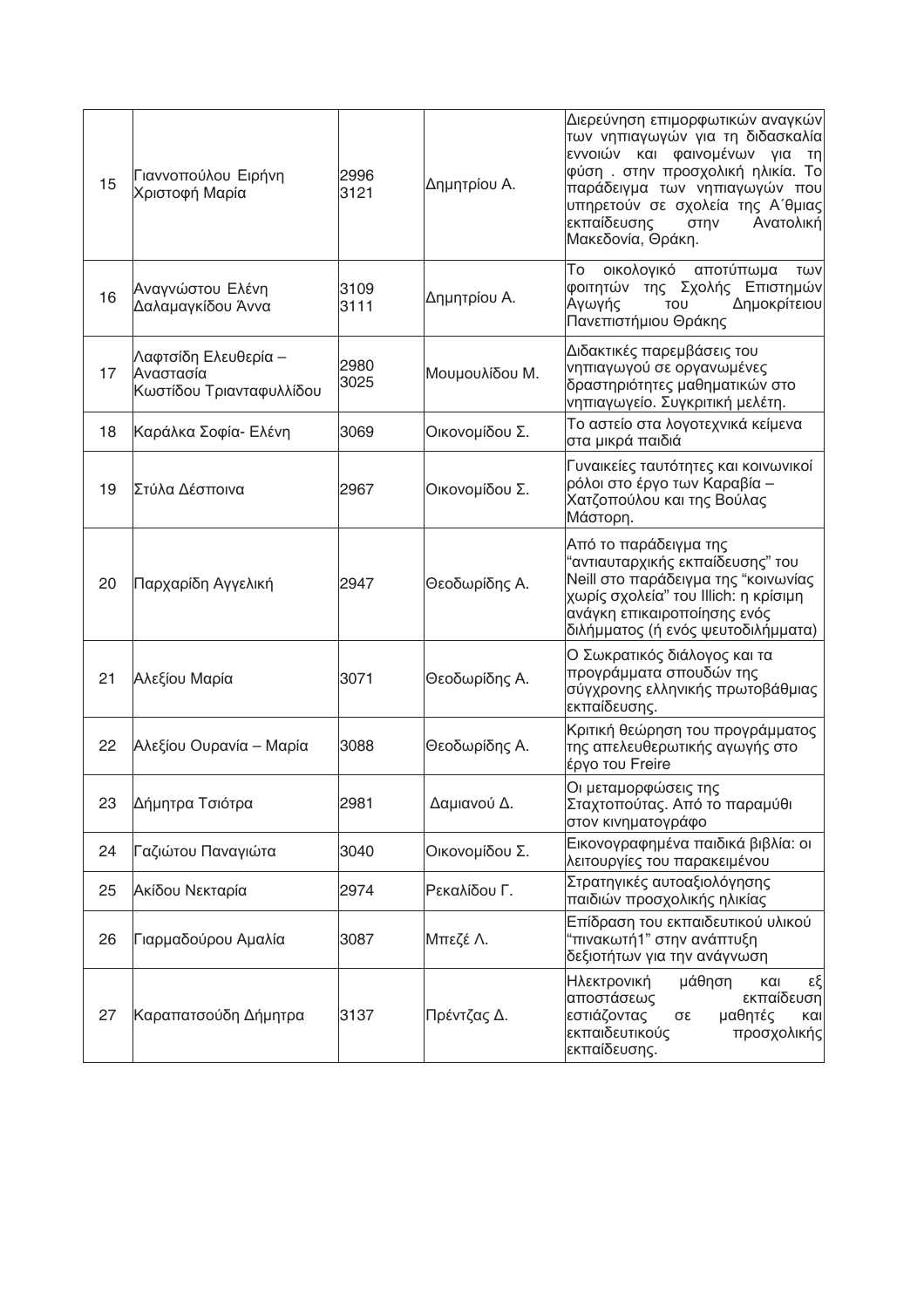| 15 | Γιαννοπούλου Ειρήνη<br>Χριστοφή Μαρία | 2996<br>3121 | Δημητρίου Α. | Διερεύνηση επιμορφωτικών αναγκών των νηπιαγωγών για τη διδασκαλία εννοιών και φαινομένων για τη φύση . στην προσχολική ηλικία. Το παράδειγμα των νηπιαγωγών που υπηρετούν σε σχολεία της Α΄θμιας εκπαίδευσης στην Ανατολική Μακεδονία, Θράκη. |
|---|---|---|---|---|
| 16 | Αναγνώστου Ελένη<br>Δαλαμαγκίδου Άννα | 3109<br>3111 | Δημητρίου Α. | Το οικολογικό αποτύπωμα των φοιτητών της Σχολής Επιστημών Αγωγής του Δημοκρίτειου Πανεπιστήμιου Θράκης |
| 17 | Λαφτσίδη Ελευθερία – Αναστασία<br>Κωστίδου Τριανταφυλλίδου | 2980<br>3025 | Μουμουλίδου Μ. | Διδακτικές παρεμβάσεις του νηπιαγωγού σε οργανωμένες δραστηριότητες μαθηματικών στο νηπιαγωγείο. Συγκριτική μελέτη. |
| 18 | Καράλκα Σοφία- Ελένη | 3069 | Οικονομίδου Σ. | Το αστείο στα λογοτεχνικά κείμενα στα μικρά παιδιά |
| 19 | Στύλα Δέσποινα | 2967 | Οικονομίδου Σ. | Γυναικείες ταυτότητες και κοινωνικοί ρόλοι στο έργο των Καραβία – Χατζοπούλου και της Βούλας Μάστορη. |
| 20 | Παρχαρίδη Αγγελική | 2947 | Θεοδωρίδης Α. | Από το παράδειγμα της "αντιαυταρχικής εκπαίδευσης" του Neill στο παράδειγμα της "κοινωνίας χωρίς σχολεία" του Illich: η κρίσιμη ανάγκη επικαιροποίησης ενός διλήμματος (ή ενός ψευτοδιλήμματα) |
| 21 | Αλεξίου Μαρία | 3071 | Θεοδωρίδης Α. | Ο Σωκρατικός διάλογος και τα προγράμματα σπουδών της σύγχρονης ελληνικής πρωτοβάθμιας εκπαίδευσης. |
| 22 | Αλεξίου Ουρανία – Μαρία | 3088 | Θεοδωρίδης Α. | Κριτική θεώρηση του προγράμματος της απελευθερωτικής αγωγής στο έργο του Freire |
| 23 | Δήμητρα Τσιότρα | 2981 | Δαμιανού Δ. | Οι μεταμορφώσεις της Σταχτοπούτας. Από το παραμύθι στον κινηματογράφο |
| 24 | Γαζιώτου Παναγιώτα | 3040 | Οικονομίδου Σ. | Εικονογραφημένα παιδικά βιβλία: οι λειτουργίες του παρακειμένου |
| 25 | Ακίδου Νεκταρία | 2974 | Ρεκαλίδου Γ. | Στρατηγικές αυτοαξιολόγησης παιδιών προσχολικής ηλικίας |
| 26 | Γιαρμαδούρου Αμαλία | 3087 | Μπεζέ Λ. | Επίδραση του εκπαιδευτικού υλικού "πινακωτή1" στην ανάπτυξη δεξιοτήτων για την ανάγνωση |
| 27 | Καραπατσούδη Δήμητρα | 3137 | Πρέντζας Δ. | Ηλεκτρονική μάθηση και εξ αποστάσεως εκπαίδευση εστιάζοντας σε μαθητές και εκπαιδευτικούς προσχολικής εκπαίδευσης. |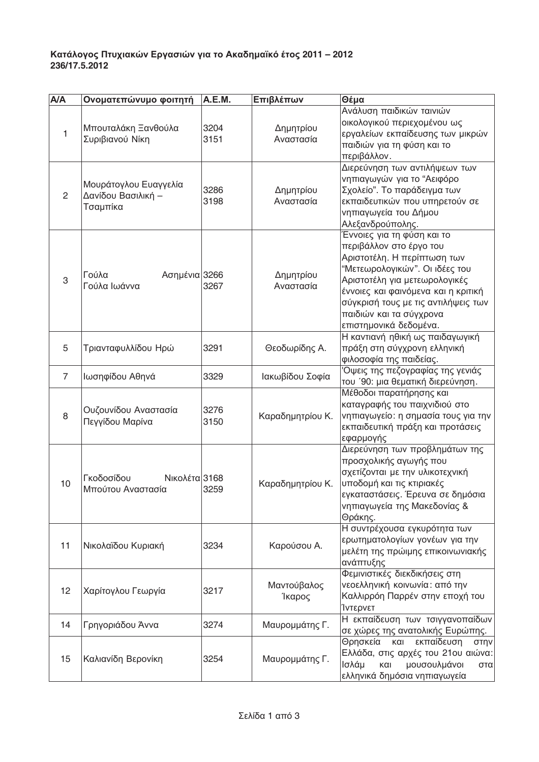**Κατάλογος Πτυχιακών Εργασιών για το Ακαδημαϊκό έτος 2011 – 2012**
**236/17.5.2012**

| Α/Α | Ονοματεπώνυμο φοιτητή | Α.Ε.Μ. | Επιβλέπων | Θέμα |
|---|---|---|---|---|
| 1 | Μπουταλάκη Ξανθούλα<br>Συριβιανού Νίκη | 3204<br>3151 | Δημητρίου Αναστασία | Ανάλυση παιδικών ταινιών οικολογικού περιεχομένου ως εργαλείων εκπαίδευσης των μικρών παιδιών για τη φύση και το περιβάλλον. |
| 2 | Μουράτογλου Ευαγγελία<br>Δανίδου Βασιλική – Τσαμπίκα | 3286<br>3198 | Δημητρίου Αναστασία | Διερεύνηση των αντιλήψεων των νηπιαγωγών για το "Αειφόρο Σχολείο". Το παράδειγμα των εκπαιδευτικών που υπηρετούν σε νηπιαγωγεία του Δήμου Αλεξανδρούπολης. |
| 3 | Γούλα Ασημένια<br>Γούλα Ιωάννα | 3266<br>3267 | Δημητρίου Αναστασία | Έννοιες για τη φύση και το περιβάλλον στο έργο του Αριστοτέλη. Η περίπτωση των "Μετεωρολογικών". Οι ιδέες του Αριστοτέλη για μετεωρολογικές έννοιες και φαινόμενα και η κριτική σύγκρισή τους με τις αντιλήψεις των παιδιών και τα σύγχρονα επιστημονικά δεδομένα. |
| 5 | Τριανταφυλλίδου Ηρώ | 3291 | Θεοδωρίδης Α. | Η καντιανή ηθική ως παιδαγωγική πράξη στη σύγχρονη ελληνική φιλοσοφία της παιδείας. |
| 7 | Ιωσηφίδου Αθηνά | 3329 | Ιακωβίδου Σοφία | Όψεις της πεζογραφίας της γενιάς του ΄90: μια θεματική διερεύνηση. |
| 8 | Ουζουνίδου Αναστασία<br>Πεγγίδου Μαρίνα | 3276<br>3150 | Καραδημητρίου Κ. | Μέθοδοι παρατήρησης και καταγραφής του παιχνιδιού στο νηπιαγωγείο: η σημασία τους για την εκπαιδευτική πράξη και προτάσεις εφαρμογής |
| 10 | Γκοδοσίδου Νικολέτα<br>Μπούτου Αναστασία | 3168<br>3259 | Καραδημητρίου Κ. | Διερεύνηση των προβλημάτων της προσχολικής αγωγής που σχετίζονται με την υλικοτεχνική υποδομή και τις κτιριακές εγκαταστάσεις. Έρευνα σε δημόσια νηπιαγωγεία της Μακεδονίας & Θράκης. |
| 11 | Νικολαΐδου Κυριακή | 3234 | Καρούσου Α. | Η συντρέχουσα εγκυρότητα των ερωτηματολογίων γονέων για την μελέτη της πρώιμης επικοινωνιακής ανάπτυξης |
| 12 | Χαρίτογλου Γεωργία | 3217 | Μαντούβαλος Ίκαρος | Φεμινιστικές διεκδικήσεις στη νεοελληνική κοινωνία: από την Καλλιρρόη Παρρέν στην εποχή του Ίντερνετ |
| 14 | Γρηγοριάδου Άννα | 3274 | Μαυρομμάτης Γ. | Η εκπαίδευση των τσιγγανοπαίδων σε χώρες της ανατολικής Ευρώπης. |
| 15 | Καλιανίδη Βερονίκη | 3254 | Μαυρομμάτης Γ. | Θρησκεία και εκπαίδευση στην Ελλάδα, στις αρχές του 21ου αιώνα: Ισλάμ και μουσουλμάνοι στα ελληνικά δημόσια νηπιαγωγεία |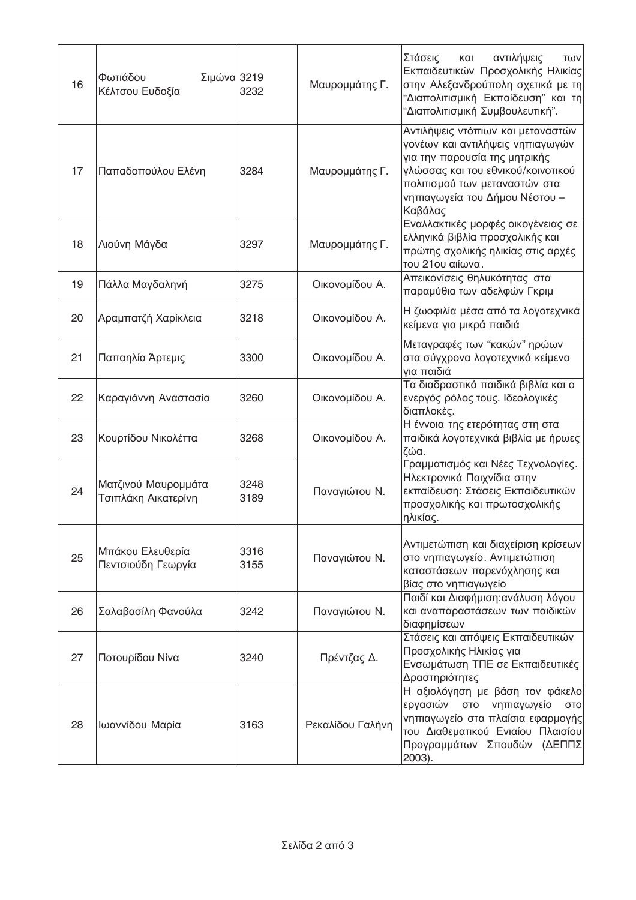| | | | | |
|---|---|---|---|---|
| 16 | Φωτιάδου Σιμώνα<br>Κέλτσου Ευδοξία | 3219<br>3232 | Μαυρομμάτης Γ. | Στάσεις και αντιλήψεις των Εκπαιδευτικών Προσχολικής Ηλικίας στην Αλεξανδρούπολη σχετικά με τη "Διαπολιτισμική Εκπαίδευση" και τη "Διαπολιτισμική Συμβουλευτική". |
| 17 | Παπαδοπούλου Ελένη | 3284 | Μαυρομμάτης Γ. | Αντιλήψεις ντόπιων και μεταναστών γονέων και αντιλήψεις νηπιαγωγών για την παρουσία της μητρικής γλώσσας και του εθνικού/κοινοτικού πολιτισμού των μεταναστών στα νηπιαγωγεία του Δήμου Νέστου – Καβάλας |
| 18 | Λιούνη Μάγδα | 3297 | Μαυρομμάτης Γ. | Εναλλακτικές μορφές οικογένειας σε ελληνικά βιβλία προσχολικής και πρώτης σχολικής ηλικίας στις αρχές του 21ου αιώνα. |
| 19 | Πάλλα Μαγδαληνή | 3275 | Οικονομίδου Α. | Απεικονίσεις θηλυκότητας στα παραμύθια των αδελφών Γκριμ |
| 20 | Αραμπατζή Χαρίκλεια | 3218 | Οικονομίδου Α. | Η ζωοφιλία μέσα από τα λογοτεχνικά κείμενα για μικρά παιδιά |
| 21 | Παπαηλία Άρτεμις | 3300 | Οικονομίδου Α. | Μεταγραφές των "κακών" ηρώων στα σύγχρονα λογοτεχνικά κείμενα για παιδιά |
| 22 | Καραγιάννη Αναστασία | 3260 | Οικονομίδου Α. | Τα διαδραστικά παιδικά βιβλία και ο ενεργός ρόλος τους. Ιδεολογικές διαπλοκές. |
| 23 | Κουρτίδου Νικολέττα | 3268 | Οικονομίδου Α. | Η έννοια της ετερότητας στη στα παιδικά λογοτεχνικά βιβλία με ήρωες ζώα. |
| 24 | Ματζινού Μαυρομμάτα<br>Τσιπλάκη Αικατερίνη | 3248<br>3189 | Παναγιώτου Ν. | Γραμματισμός και Νέες Τεχνολογίες. Ηλεκτρονικά Παιχνίδια στην εκπαίδευση: Στάσεις Εκπαιδευτικών προσχολικής και πρωτοσχολικής ηλικίας. |
| 25 | Μπάκου Ελευθερία<br>Πεντσιούδη Γεωργία | 3316<br>3155 | Παναγιώτου Ν. | Αντιμετώπιση και διαχείριση κρίσεων στο νηπιαγωγείο. Αντιμετώπιση καταστάσεων παρενόχλησης και βίας στο νηπιαγωγείο |
| 26 | Σαλαβασίλη Φανούλα | 3242 | Παναγιώτου Ν. | Παιδί και Διαφήμιση:ανάλυση λόγου και αναπαραστάσεων των παιδικών διαφημίσεων |
| 27 | Ποτουρίδου Νίνα | 3240 | Πρέντζας Δ. | Στάσεις και απόψεις Εκπαιδευτικών Προσχολικής Ηλικίας για Ενσωμάτωση ΤΠΕ σε Εκπαιδευτικές Δραστηριότητες |
| 28 | Ιωαννίδου Μαρία | 3163 | Ρεκαλίδου Γαλήνη | Η αξιολόγηση με βάση τον φάκελο εργασιών στο νηπιαγωγείο στο νηπιαγωγείο στα πλαίσια εφαρμογής του Διαθεματικού Ενιαίου Πλαισίου Προγραμμάτων Σπουδών (ΔΕΠΠΣ 2003). |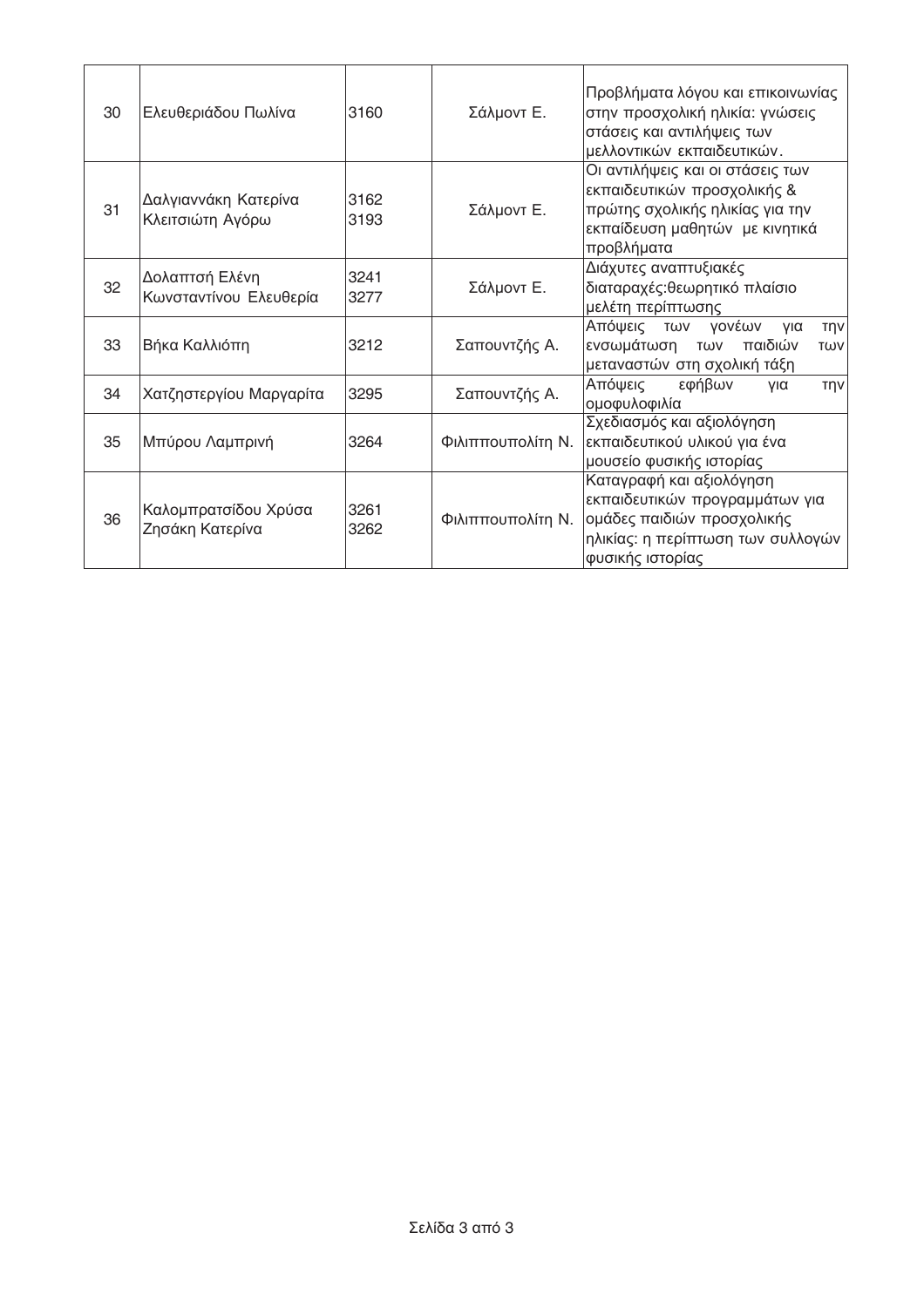| | | | | |
|---|---|---|---|---|
| 30 | Ελευθεριάδου Πωλίνα | 3160 | Σάλμοντ Ε. | Προβλήματα λόγου και επικοινωνίας στην προσχολική ηλικία: γνώσεις στάσεις και αντιλήψεις των μελλοντικών εκπαιδευτικών. |
| 31 | Δαλγιαννάκη Κατερίνα<br>Κλειτσιώτη Αγόρω | 3162<br>3193 | Σάλμοντ Ε. | Οι αντιλήψεις και οι στάσεις των εκπαιδευτικών προσχολικής & πρώτης σχολικής ηλικίας για την εκπαίδευση μαθητών με κινητικά προβλήματα |
| 32 | Δολαπτσή Ελένη<br>Κωνσταντίνου Ελευθερία | 3241<br>3277 | Σάλμοντ Ε. | Διάχυτες αναπτυξιακές διαταραχές:θεωρητικό πλαίσιο μελέτη περίπτωσης |
| 33 | Βήκα Καλλιόπη | 3212 | Σαπουντζής Α. | Απόψεις των γονέων για την ενσωμάτωση των παιδιών των μεταναστών στη σχολική τάξη |
| 34 | Χατζηστεργίου Μαργαρίτα | 3295 | Σαπουντζής Α. | Απόψεις εφήβων για την ομοφυλοφιλία |
| 35 | Μπύρου Λαμπρινή | 3264 | Φιλιππουπολίτη Ν. | Σχεδιασμός και αξιολόγηση εκπαιδευτικού υλικού για ένα μουσείο φυσικής ιστορίας |
| 36 | Καλομπρατσίδου Χρύσα<br>Ζησάκη Κατερίνα | 3261<br>3262 | Φιλιππουπολίτη Ν. | Καταγραφή και αξιολόγηση εκπαιδευτικών προγραμμάτων για ομάδες παιδιών προσχολικής ηλικίας: η περίπτωση των συλλογών φυσικής ιστορίας |